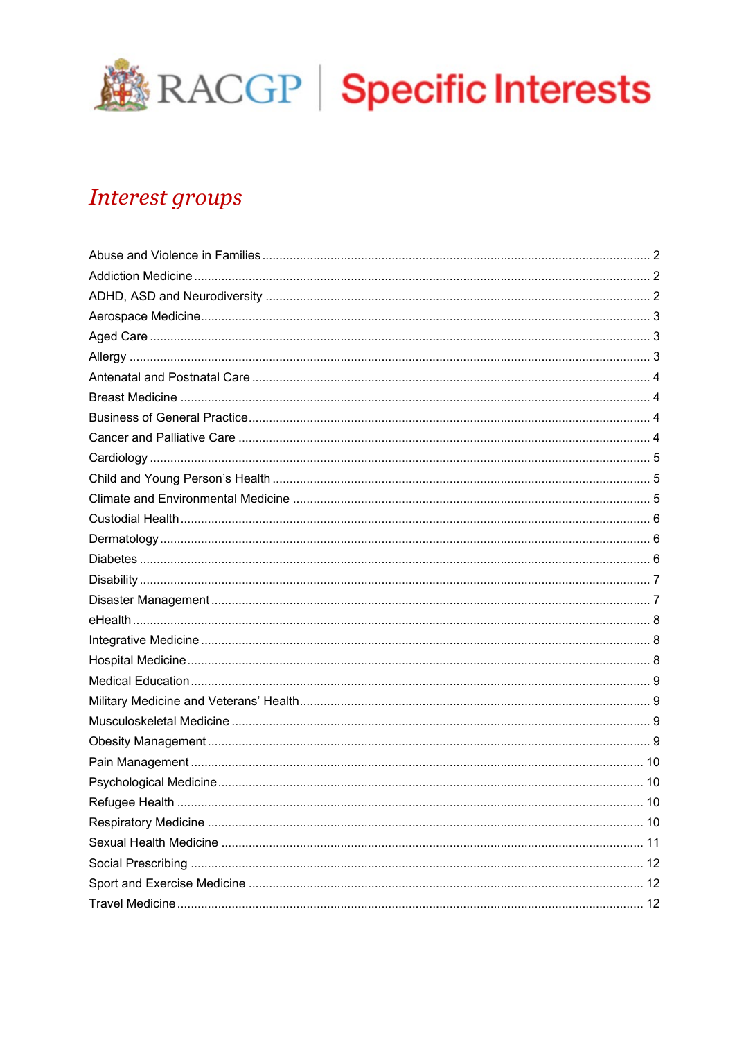RACGP | Specific Interests

# *Interest groups*

Abuse and Violence in Families .......... 2
Addiction Medicine .......... 2
ADHD, ASD and Neurodiversity .......... 2
Aerospace Medicine .......... 3
Aged Care .......... 3
Allergy .......... 3
Antenatal and Postnatal Care .......... 4
Breast Medicine .......... 4
Business of General Practice .......... 4
Cancer and Palliative Care .......... 4
Cardiology .......... 5
Child and Young Person's Health .......... 5
Climate and Environmental Medicine .......... 5
Custodial Health .......... 6
Dermatology .......... 6
Diabetes .......... 6
Disability .......... 7
Disaster Management .......... 7
eHealth .......... 8
Integrative Medicine .......... 8
Hospital Medicine .......... 8
Medical Education .......... 9
Military Medicine and Veterans' Health .......... 9
Musculoskeletal Medicine .......... 9
Obesity Management .......... 9
Pain Management .......... 10
Psychological Medicine .......... 10
Refugee Health .......... 10
Respiratory Medicine .......... 10
Sexual Health Medicine .......... 11
Social Prescribing .......... 12
Sport and Exercise Medicine .......... 12
Travel Medicine .......... 12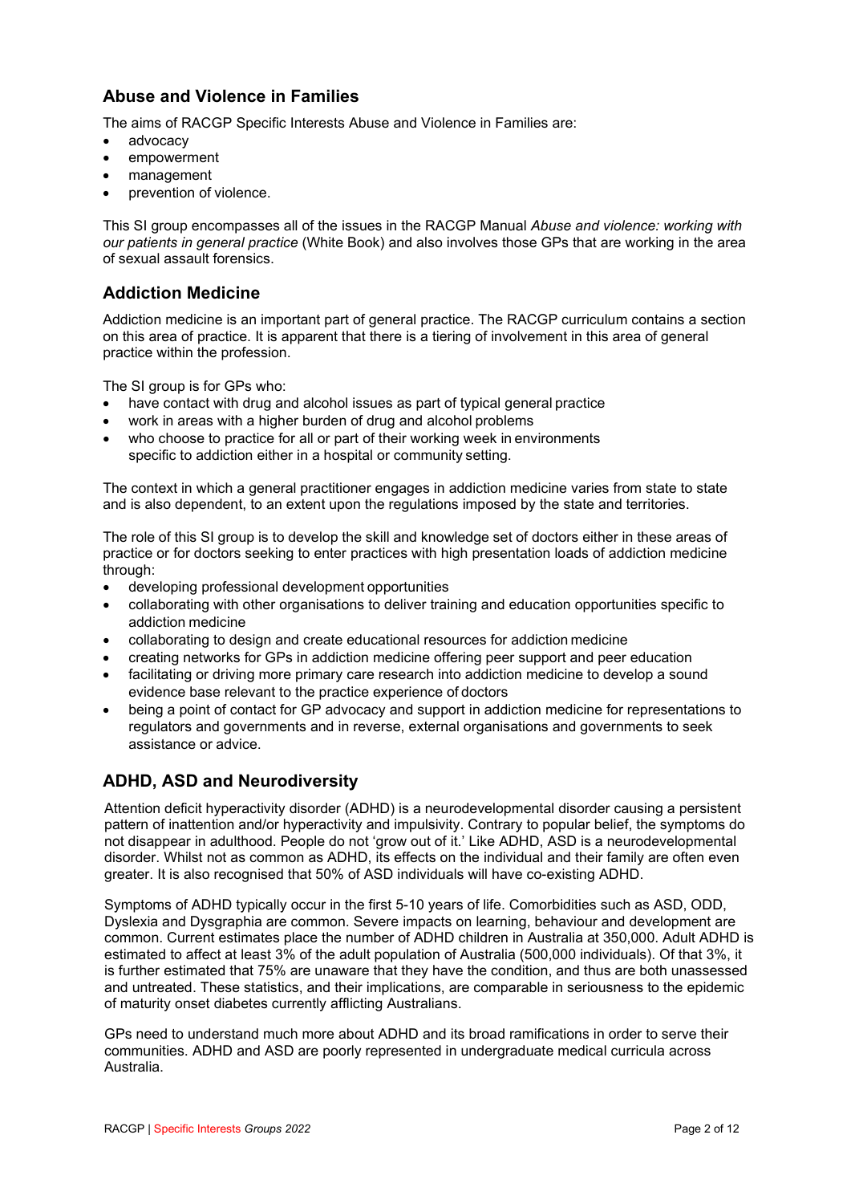## Abuse and Violence in Families

The aims of RACGP Specific Interests Abuse and Violence in Families are:

- advocacy
- empowerment
- management
- prevention of violence.

This SI group encompasses all of the issues in the RACGP Manual *Abuse and violence: working with our patients in general practice* (White Book) and also involves those GPs that are working in the area of sexual assault forensics.

## Addiction Medicine

Addiction medicine is an important part of general practice. The RACGP curriculum contains a section on this area of practice. It is apparent that there is a tiering of involvement in this area of general practice within the profession.

The SI group is for GPs who:

- have contact with drug and alcohol issues as part of typical general practice
- work in areas with a higher burden of drug and alcohol problems
- who choose to practice for all or part of their working week in environments specific to addiction either in a hospital or community setting.

The context in which a general practitioner engages in addiction medicine varies from state to state and is also dependent, to an extent upon the regulations imposed by the state and territories.

The role of this SI group is to develop the skill and knowledge set of doctors either in these areas of practice or for doctors seeking to enter practices with high presentation loads of addiction medicine through:

- developing professional development opportunities
- collaborating with other organisations to deliver training and education opportunities specific to addiction medicine
- collaborating to design and create educational resources for addiction medicine
- creating networks for GPs in addiction medicine offering peer support and peer education
- facilitating or driving more primary care research into addiction medicine to develop a sound evidence base relevant to the practice experience of doctors
- being a point of contact for GP advocacy and support in addiction medicine for representations to regulators and governments and in reverse, external organisations and governments to seek assistance or advice.

## ADHD, ASD and Neurodiversity

Attention deficit hyperactivity disorder (ADHD) is a neurodevelopmental disorder causing a persistent pattern of inattention and/or hyperactivity and impulsivity. Contrary to popular belief, the symptoms do not disappear in adulthood. People do not 'grow out of it.' Like ADHD, ASD is a neurodevelopmental disorder. Whilst not as common as ADHD, its effects on the individual and their family are often even greater. It is also recognised that 50% of ASD individuals will have co-existing ADHD.

Symptoms of ADHD typically occur in the first 5-10 years of life. Comorbidities such as ASD, ODD, Dyslexia and Dysgraphia are common. Severe impacts on learning, behaviour and development are common. Current estimates place the number of ADHD children in Australia at 350,000. Adult ADHD is estimated to affect at least 3% of the adult population of Australia (500,000 individuals). Of that 3%, it is further estimated that 75% are unaware that they have the condition, and thus are both unassessed and untreated. These statistics, and their implications, are comparable in seriousness to the epidemic of maturity onset diabetes currently afflicting Australians.

GPs need to understand much more about ADHD and its broad ramifications in order to serve their communities. ADHD and ASD are poorly represented in undergraduate medical curricula across Australia.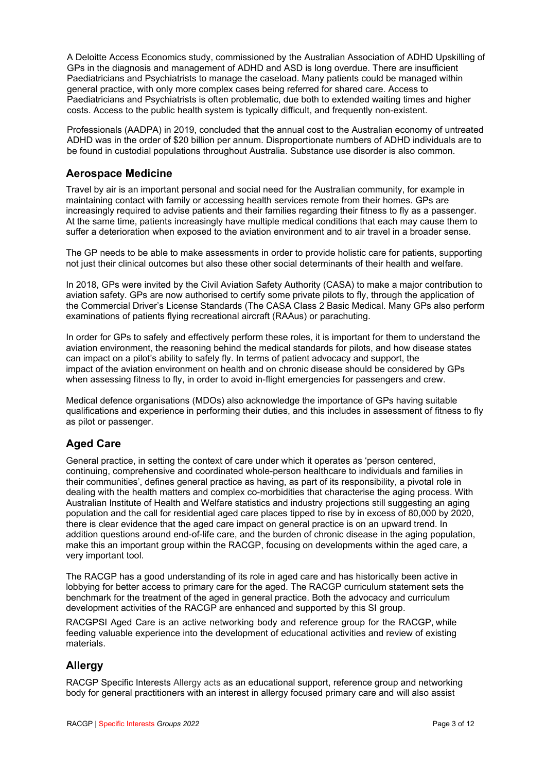A Deloitte Access Economics study, commissioned by the Australian Association of ADHD Upskilling of GPs in the diagnosis and management of ADHD and ASD is long overdue. There are insufficient Paediatricians and Psychiatrists to manage the caseload. Many patients could be managed within general practice, with only more complex cases being referred for shared care. Access to Paediatricians and Psychiatrists is often problematic, due both to extended waiting times and higher costs. Access to the public health system is typically difficult, and frequently non-existent.

Professionals (AADPA) in 2019, concluded that the annual cost to the Australian economy of untreated ADHD was in the order of $20 billion per annum. Disproportionate numbers of ADHD individuals are to be found in custodial populations throughout Australia. Substance use disorder is also common.

## Aerospace Medicine

Travel by air is an important personal and social need for the Australian community, for example in maintaining contact with family or accessing health services remote from their homes. GPs are increasingly required to advise patients and their families regarding their fitness to fly as a passenger. At the same time, patients increasingly have multiple medical conditions that each may cause them to suffer a deterioration when exposed to the aviation environment and to air travel in a broader sense.

The GP needs to be able to make assessments in order to provide holistic care for patients, supporting not just their clinical outcomes but also these other social determinants of their health and welfare.

In 2018, GPs were invited by the Civil Aviation Safety Authority (CASA) to make a major contribution to aviation safety. GPs are now authorised to certify some private pilots to fly, through the application of the Commercial Driver's License Standards (The CASA Class 2 Basic Medical. Many GPs also perform examinations of patients flying recreational aircraft (RAAus) or parachuting.

In order for GPs to safely and effectively perform these roles, it is important for them to understand the aviation environment, the reasoning behind the medical standards for pilots, and how disease states can impact on a pilot's ability to safely fly. In terms of patient advocacy and support, the impact of the aviation environment on health and on chronic disease should be considered by GPs when assessing fitness to fly, in order to avoid in-flight emergencies for passengers and crew.

Medical defence organisations (MDOs) also acknowledge the importance of GPs having suitable qualifications and experience in performing their duties, and this includes in assessment of fitness to fly as pilot or passenger.

## Aged Care

General practice, in setting the context of care under which it operates as 'person centered, continuing, comprehensive and coordinated whole-person healthcare to individuals and families in their communities', defines general practice as having, as part of its responsibility, a pivotal role in dealing with the health matters and complex co-morbidities that characterise the aging process. With Australian Institute of Health and Welfare statistics and industry projections still suggesting an aging population and the call for residential aged care places tipped to rise by in excess of 80,000 by 2020, there is clear evidence that the aged care impact on general practice is on an upward trend. In addition questions around end-of-life care, and the burden of chronic disease in the aging population, make this an important group within the RACGP, focusing on developments within the aged care, a very important tool.

The RACGP has a good understanding of its role in aged care and has historically been active in lobbying for better access to primary care for the aged. The RACGP curriculum statement sets the benchmark for the treatment of the aged in general practice. Both the advocacy and curriculum development activities of the RACGP are enhanced and supported by this SI group.

RACGPSI Aged Care is an active networking body and reference group for the RACGP, while feeding valuable experience into the development of educational activities and review of existing materials.

## Allergy

RACGP Specific Interests Allergy acts as an educational support, reference group and networking body for general practitioners with an interest in allergy focused primary care and will also assist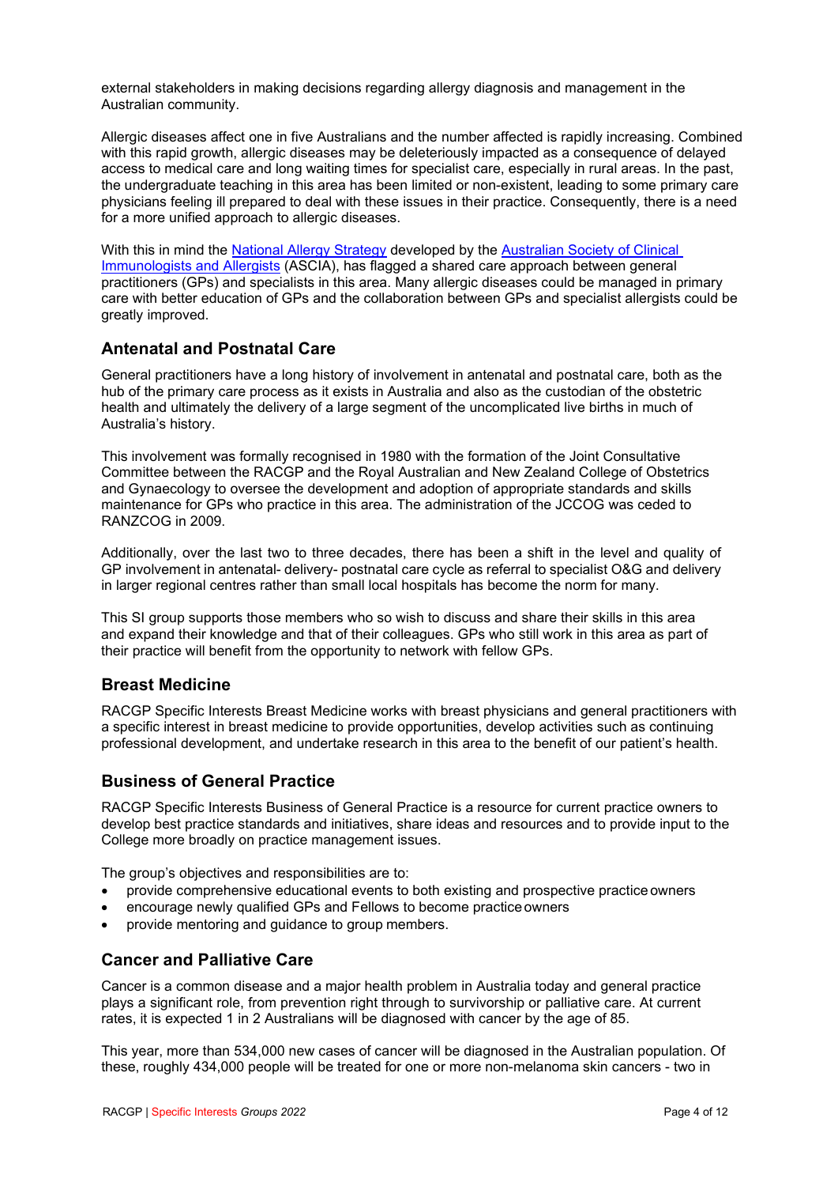external stakeholders in making decisions regarding allergy diagnosis and management in the Australian community.

Allergic diseases affect one in five Australians and the number affected is rapidly increasing. Combined with this rapid growth, allergic diseases may be deleteriously impacted as a consequence of delayed access to medical care and long waiting times for specialist care, especially in rural areas. In the past, the undergraduate teaching in this area has been limited or non-existent, leading to some primary care physicians feeling ill prepared to deal with these issues in their practice. Consequently, there is a need for a more unified approach to allergic diseases.

With this in mind the National Allergy Strategy developed by the Australian Society of Clinical Immunologists and Allergists (ASCIA), has flagged a shared care approach between general practitioners (GPs) and specialists in this area. Many allergic diseases could be managed in primary care with better education of GPs and the collaboration between GPs and specialist allergists could be greatly improved.

## Antenatal and Postnatal Care

General practitioners have a long history of involvement in antenatal and postnatal care, both as the hub of the primary care process as it exists in Australia and also as the custodian of the obstetric health and ultimately the delivery of a large segment of the uncomplicated live births in much of Australia's history.

This involvement was formally recognised in 1980 with the formation of the Joint Consultative Committee between the RACGP and the Royal Australian and New Zealand College of Obstetrics and Gynaecology to oversee the development and adoption of appropriate standards and skills maintenance for GPs who practice in this area. The administration of the JCCOG was ceded to RANZCOG in 2009.

Additionally, over the last two to three decades, there has been a shift in the level and quality of GP involvement in antenatal- delivery- postnatal care cycle as referral to specialist O&G and delivery in larger regional centres rather than small local hospitals has become the norm for many.

This SI group supports those members who so wish to discuss and share their skills in this area and expand their knowledge and that of their colleagues. GPs who still work in this area as part of their practice will benefit from the opportunity to network with fellow GPs.

## Breast Medicine

RACGP Specific Interests Breast Medicine works with breast physicians and general practitioners with a specific interest in breast medicine to provide opportunities, develop activities such as continuing professional development, and undertake research in this area to the benefit of our patient's health.

## Business of General Practice

RACGP Specific Interests Business of General Practice is a resource for current practice owners to develop best practice standards and initiatives, share ideas and resources and to provide input to the College more broadly on practice management issues.

The group's objectives and responsibilities are to:

- provide comprehensive educational events to both existing and prospective practice owners
- encourage newly qualified GPs and Fellows to become practice owners
- provide mentoring and guidance to group members.

## Cancer and Palliative Care

Cancer is a common disease and a major health problem in Australia today and general practice plays a significant role, from prevention right through to survivorship or palliative care. At current rates, it is expected 1 in 2 Australians will be diagnosed with cancer by the age of 85.

This year, more than 534,000 new cases of cancer will be diagnosed in the Australian population. Of these, roughly 434,000 people will be treated for one or more non-melanoma skin cancers - two in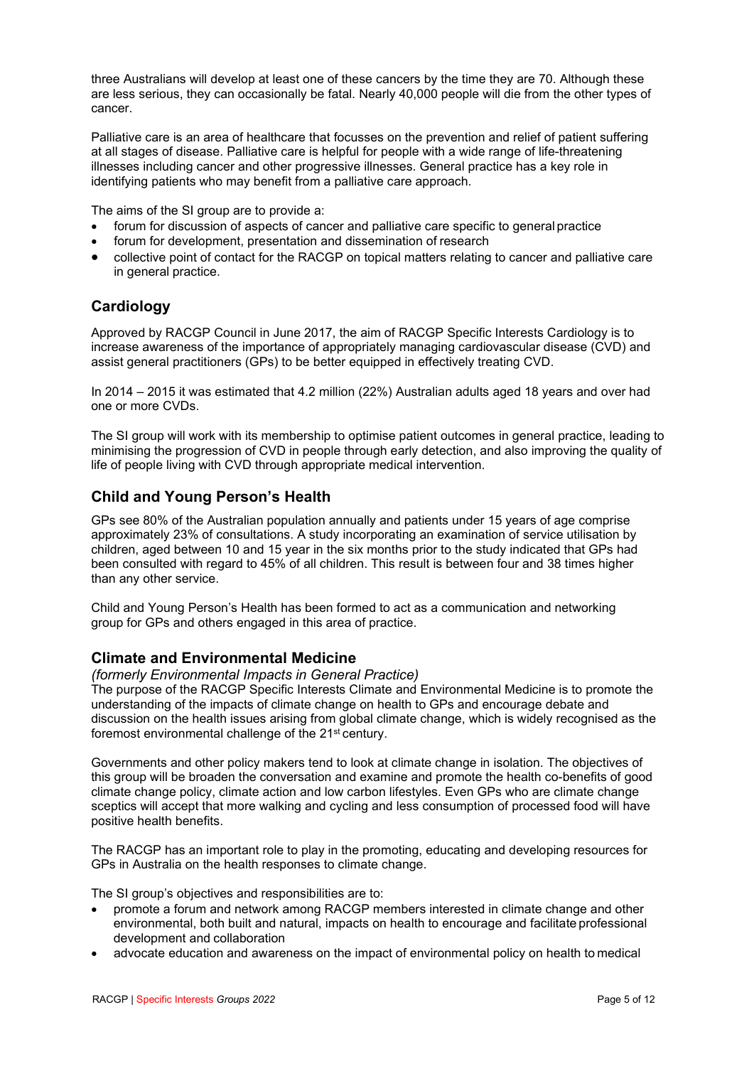three Australians will develop at least one of these cancers by the time they are 70. Although these are less serious, they can occasionally be fatal. Nearly 40,000 people will die from the other types of cancer.

Palliative care is an area of healthcare that focusses on the prevention and relief of patient suffering at all stages of disease. Palliative care is helpful for people with a wide range of life-threatening illnesses including cancer and other progressive illnesses. General practice has a key role in identifying patients who may benefit from a palliative care approach.

The aims of the SI group are to provide a:

- forum for discussion of aspects of cancer and palliative care specific to general practice
- forum for development, presentation and dissemination of research
- collective point of contact for the RACGP on topical matters relating to cancer and palliative care in general practice.

## Cardiology

Approved by RACGP Council in June 2017, the aim of RACGP Specific Interests Cardiology is to increase awareness of the importance of appropriately managing cardiovascular disease (CVD) and assist general practitioners (GPs) to be better equipped in effectively treating CVD.

In 2014 – 2015 it was estimated that 4.2 million (22%) Australian adults aged 18 years and over had one or more CVDs.

The SI group will work with its membership to optimise patient outcomes in general practice, leading to minimising the progression of CVD in people through early detection, and also improving the quality of life of people living with CVD through appropriate medical intervention.

## Child and Young Person's Health

GPs see 80% of the Australian population annually and patients under 15 years of age comprise approximately 23% of consultations. A study incorporating an examination of service utilisation by children, aged between 10 and 15 year in the six months prior to the study indicated that GPs had been consulted with regard to 45% of all children. This result is between four and 38 times higher than any other service.

Child and Young Person's Health has been formed to act as a communication and networking group for GPs and others engaged in this area of practice.

## Climate and Environmental Medicine

*(formerly Environmental Impacts in General Practice)*

The purpose of the RACGP Specific Interests Climate and Environmental Medicine is to promote the understanding of the impacts of climate change on health to GPs and encourage debate and discussion on the health issues arising from global climate change, which is widely recognised as the foremost environmental challenge of the 21st century.

Governments and other policy makers tend to look at climate change in isolation. The objectives of this group will be broaden the conversation and examine and promote the health co-benefits of good climate change policy, climate action and low carbon lifestyles. Even GPs who are climate change sceptics will accept that more walking and cycling and less consumption of processed food will have positive health benefits.

The RACGP has an important role to play in the promoting, educating and developing resources for GPs in Australia on the health responses to climate change.

The SI group's objectives and responsibilities are to:

- promote a forum and network among RACGP members interested in climate change and other environmental, both built and natural, impacts on health to encourage and facilitate professional development and collaboration
- advocate education and awareness on the impact of environmental policy on health to medical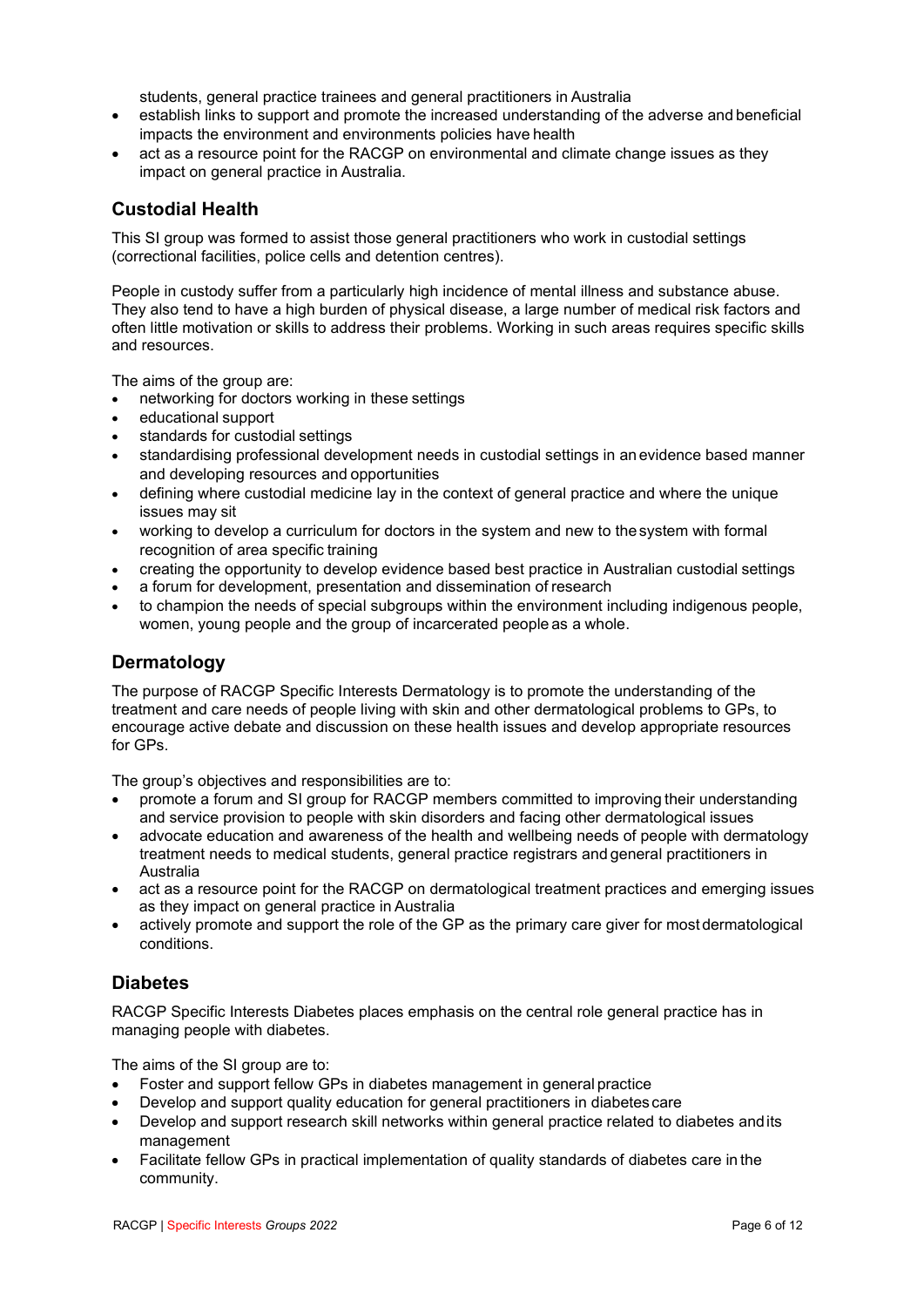students, general practice trainees and general practitioners in Australia
- establish links to support and promote the increased understanding of the adverse and beneficial impacts the environment and environments policies have health
- act as a resource point for the RACGP on environmental and climate change issues as they impact on general practice in Australia.

## Custodial Health

This SI group was formed to assist those general practitioners who work in custodial settings (correctional facilities, police cells and detention centres).

People in custody suffer from a particularly high incidence of mental illness and substance abuse. They also tend to have a high burden of physical disease, a large number of medical risk factors and often little motivation or skills to address their problems. Working in such areas requires specific skills and resources.

The aims of the group are:

- networking for doctors working in these settings
- educational support
- standards for custodial settings
- standardising professional development needs in custodial settings in an evidence based manner and developing resources and opportunities
- defining where custodial medicine lay in the context of general practice and where the unique issues may sit
- working to develop a curriculum for doctors in the system and new to the system with formal recognition of area specific training
- creating the opportunity to develop evidence based best practice in Australian custodial settings
- a forum for development, presentation and dissemination of research
- to champion the needs of special subgroups within the environment including indigenous people, women, young people and the group of incarcerated people as a whole.

## Dermatology

The purpose of RACGP Specific Interests Dermatology is to promote the understanding of the treatment and care needs of people living with skin and other dermatological problems to GPs, to encourage active debate and discussion on these health issues and develop appropriate resources for GPs.

The group's objectives and responsibilities are to:

- promote a forum and SI group for RACGP members committed to improving their understanding and service provision to people with skin disorders and facing other dermatological issues
- advocate education and awareness of the health and wellbeing needs of people with dermatology treatment needs to medical students, general practice registrars and general practitioners in Australia
- act as a resource point for the RACGP on dermatological treatment practices and emerging issues as they impact on general practice in Australia
- actively promote and support the role of the GP as the primary care giver for most dermatological conditions.

## Diabetes

RACGP Specific Interests Diabetes places emphasis on the central role general practice has in managing people with diabetes.

The aims of the SI group are to:

- Foster and support fellow GPs in diabetes management in general practice
- Develop and support quality education for general practitioners in diabetes care
- Develop and support research skill networks within general practice related to diabetes and its management
- Facilitate fellow GPs in practical implementation of quality standards of diabetes care in the community.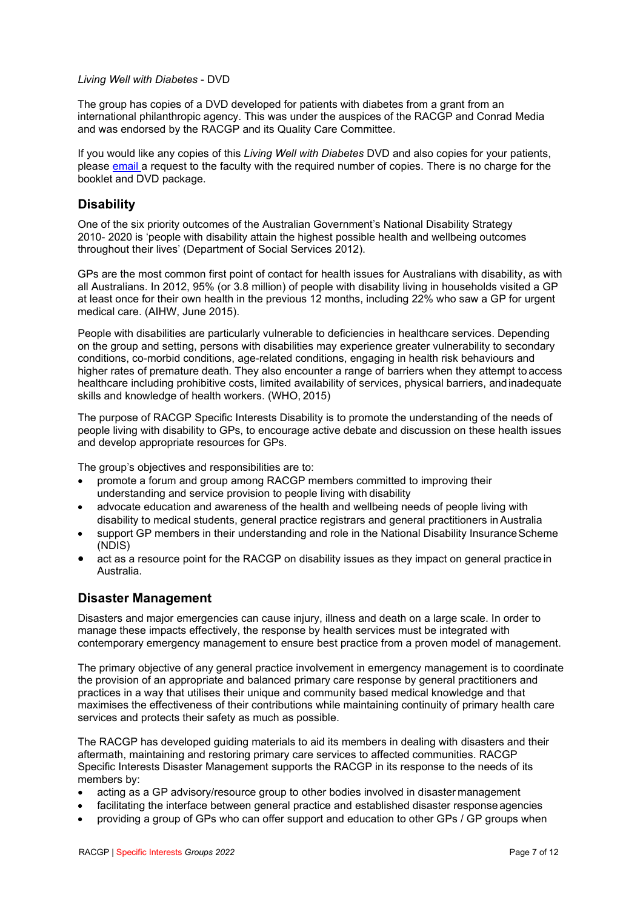*Living Well with Diabetes* - DVD

The group has copies of a DVD developed for patients with diabetes from a grant from an international philanthropic agency. This was under the auspices of the RACGP and Conrad Media and was endorsed by the RACGP and its Quality Care Committee.

If you would like any copies of this *Living Well with Diabetes* DVD and also copies for your patients, please email a request to the faculty with the required number of copies. There is no charge for the booklet and DVD package.

## Disability

One of the six priority outcomes of the Australian Government's National Disability Strategy 2010- 2020 is 'people with disability attain the highest possible health and wellbeing outcomes throughout their lives' (Department of Social Services 2012).

GPs are the most common first point of contact for health issues for Australians with disability, as with all Australians. In 2012, 95% (or 3.8 million) of people with disability living in households visited a GP at least once for their own health in the previous 12 months, including 22% who saw a GP for urgent medical care. (AIHW, June 2015).

People with disabilities are particularly vulnerable to deficiencies in healthcare services. Depending on the group and setting, persons with disabilities may experience greater vulnerability to secondary conditions, co-morbid conditions, age-related conditions, engaging in health risk behaviours and higher rates of premature death. They also encounter a range of barriers when they attempt to access healthcare including prohibitive costs, limited availability of services, physical barriers, and inadequate skills and knowledge of health workers. (WHO, 2015)

The purpose of RACGP Specific Interests Disability is to promote the understanding of the needs of people living with disability to GPs, to encourage active debate and discussion on these health issues and develop appropriate resources for GPs.

The group's objectives and responsibilities are to:

- promote a forum and group among RACGP members committed to improving their understanding and service provision to people living with disability
- advocate education and awareness of the health and wellbeing needs of people living with disability to medical students, general practice registrars and general practitioners in Australia
- support GP members in their understanding and role in the National Disability Insurance Scheme (NDIS)
- act as a resource point for the RACGP on disability issues as they impact on general practice in Australia.

## Disaster Management

Disasters and major emergencies can cause injury, illness and death on a large scale. In order to manage these impacts effectively, the response by health services must be integrated with contemporary emergency management to ensure best practice from a proven model of management.

The primary objective of any general practice involvement in emergency management is to coordinate the provision of an appropriate and balanced primary care response by general practitioners and practices in a way that utilises their unique and community based medical knowledge and that maximises the effectiveness of their contributions while maintaining continuity of primary health care services and protects their safety as much as possible.

The RACGP has developed guiding materials to aid its members in dealing with disasters and their aftermath, maintaining and restoring primary care services to affected communities. RACGP Specific Interests Disaster Management supports the RACGP in its response to the needs of its members by:

- acting as a GP advisory/resource group to other bodies involved in disaster management
- facilitating the interface between general practice and established disaster response agencies
- providing a group of GPs who can offer support and education to other GPs / GP groups when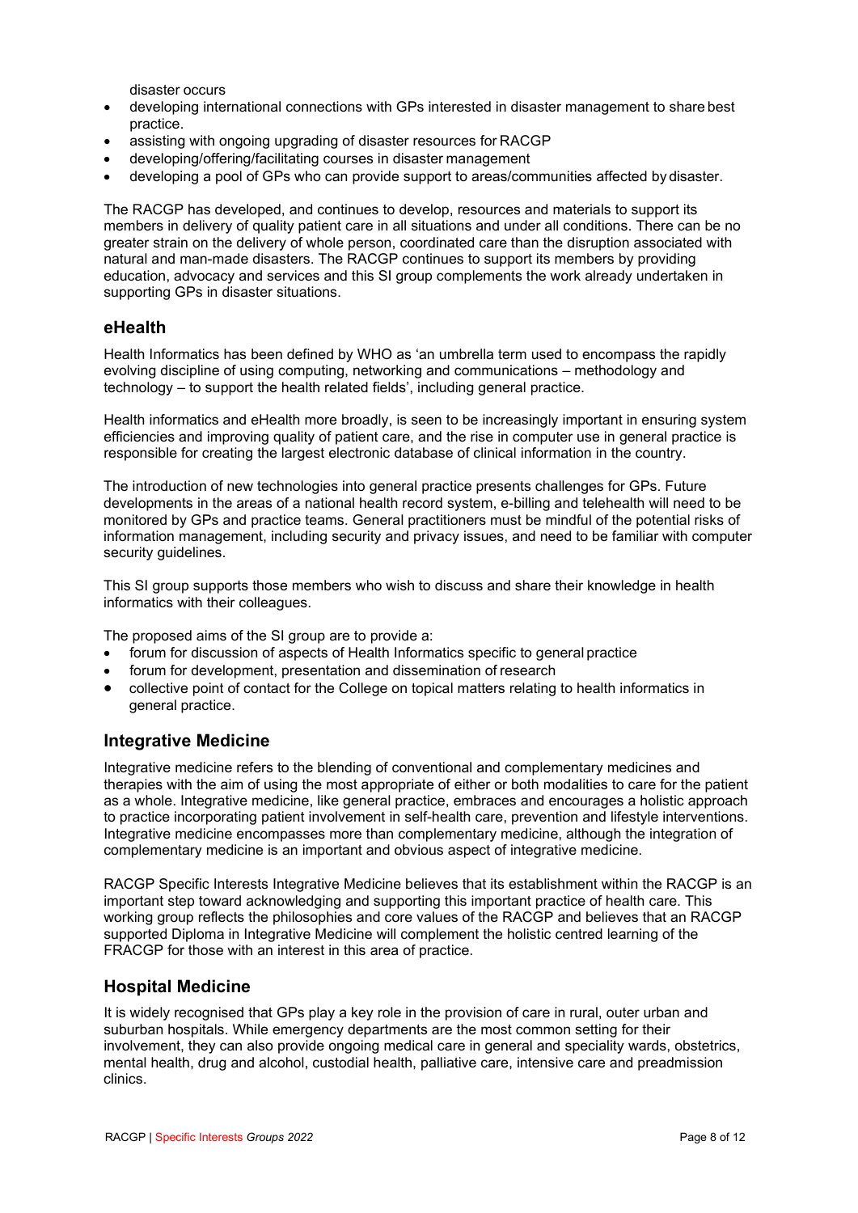disaster occurs

- developing international connections with GPs interested in disaster management to share best practice.
- assisting with ongoing upgrading of disaster resources for RACGP
- developing/offering/facilitating courses in disaster management
- developing a pool of GPs who can provide support to areas/communities affected by disaster.

The RACGP has developed, and continues to develop, resources and materials to support its members in delivery of quality patient care in all situations and under all conditions. There can be no greater strain on the delivery of whole person, coordinated care than the disruption associated with natural and man-made disasters. The RACGP continues to support its members by providing education, advocacy and services and this SI group complements the work already undertaken in supporting GPs in disaster situations.

## eHealth

Health Informatics has been defined by WHO as 'an umbrella term used to encompass the rapidly evolving discipline of using computing, networking and communications – methodology and technology – to support the health related fields', including general practice.

Health informatics and eHealth more broadly, is seen to be increasingly important in ensuring system efficiencies and improving quality of patient care, and the rise in computer use in general practice is responsible for creating the largest electronic database of clinical information in the country.

The introduction of new technologies into general practice presents challenges for GPs. Future developments in the areas of a national health record system, e-billing and telehealth will need to be monitored by GPs and practice teams. General practitioners must be mindful of the potential risks of information management, including security and privacy issues, and need to be familiar with computer security guidelines.

This SI group supports those members who wish to discuss and share their knowledge in health informatics with their colleagues.

The proposed aims of the SI group are to provide a:

- forum for discussion of aspects of Health Informatics specific to general practice
- forum for development, presentation and dissemination of research
- collective point of contact for the College on topical matters relating to health informatics in general practice.

## Integrative Medicine

Integrative medicine refers to the blending of conventional and complementary medicines and therapies with the aim of using the most appropriate of either or both modalities to care for the patient as a whole. Integrative medicine, like general practice, embraces and encourages a holistic approach to practice incorporating patient involvement in self-health care, prevention and lifestyle interventions. Integrative medicine encompasses more than complementary medicine, although the integration of complementary medicine is an important and obvious aspect of integrative medicine.

RACGP Specific Interests Integrative Medicine believes that its establishment within the RACGP is an important step toward acknowledging and supporting this important practice of health care. This working group reflects the philosophies and core values of the RACGP and believes that an RACGP supported Diploma in Integrative Medicine will complement the holistic centred learning of the FRACGP for those with an interest in this area of practice.

## Hospital Medicine

It is widely recognised that GPs play a key role in the provision of care in rural, outer urban and suburban hospitals. While emergency departments are the most common setting for their involvement, they can also provide ongoing medical care in general and speciality wards, obstetrics, mental health, drug and alcohol, custodial health, palliative care, intensive care and preadmission clinics.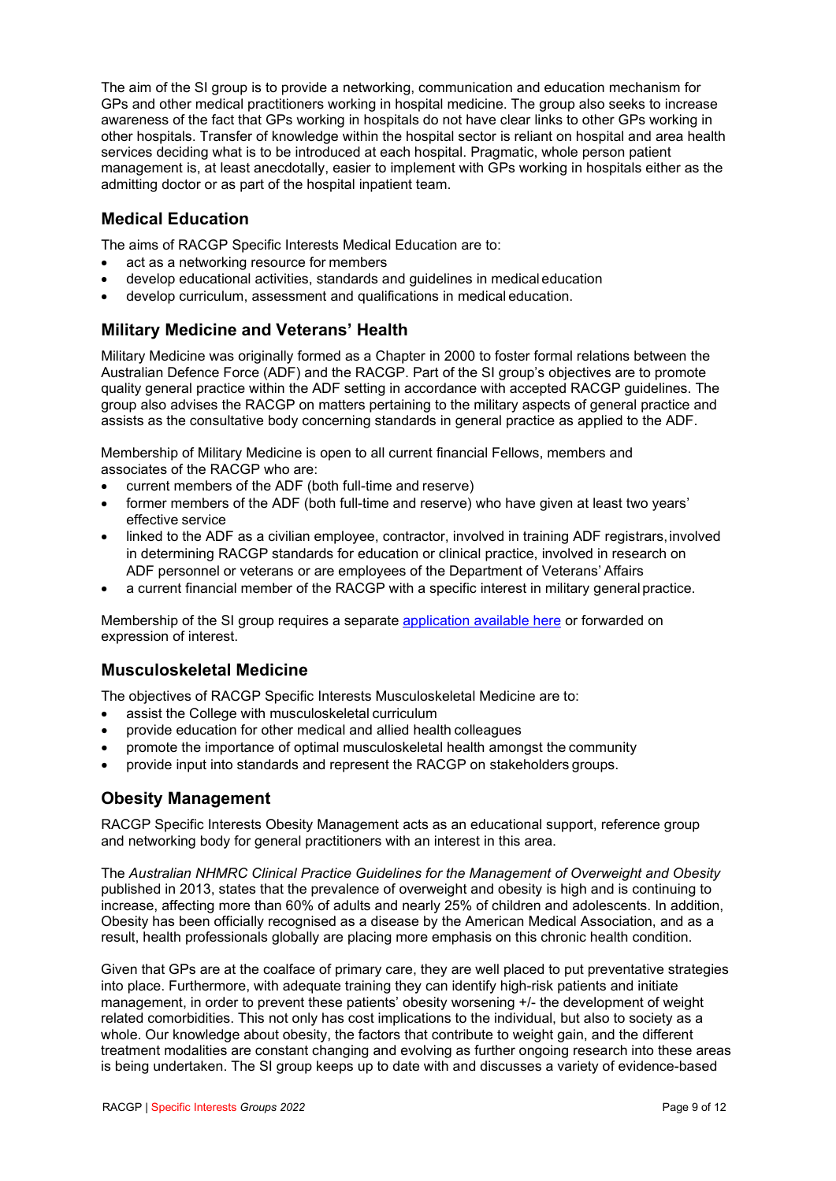The aim of the SI group is to provide a networking, communication and education mechanism for GPs and other medical practitioners working in hospital medicine. The group also seeks to increase awareness of the fact that GPs working in hospitals do not have clear links to other GPs working in other hospitals. Transfer of knowledge within the hospital sector is reliant on hospital and area health services deciding what is to be introduced at each hospital. Pragmatic, whole person patient management is, at least anecdotally, easier to implement with GPs working in hospitals either as the admitting doctor or as part of the hospital inpatient team.

## Medical Education

The aims of RACGP Specific Interests Medical Education are to:

- act as a networking resource for members
- develop educational activities, standards and guidelines in medical education
- develop curriculum, assessment and qualifications in medical education.

## Military Medicine and Veterans' Health

Military Medicine was originally formed as a Chapter in 2000 to foster formal relations between the Australian Defence Force (ADF) and the RACGP. Part of the SI group's objectives are to promote quality general practice within the ADF setting in accordance with accepted RACGP guidelines. The group also advises the RACGP on matters pertaining to the military aspects of general practice and assists as the consultative body concerning standards in general practice as applied to the ADF.

Membership of Military Medicine is open to all current financial Fellows, members and associates of the RACGP who are:

- current members of the ADF (both full-time and reserve)
- former members of the ADF (both full-time and reserve) who have given at least two years' effective service
- linked to the ADF as a civilian employee, contractor, involved in training ADF registrars, involved in determining RACGP standards for education or clinical practice, involved in research on ADF personnel or veterans or are employees of the Department of Veterans' Affairs
- a current financial member of the RACGP with a specific interest in military general practice.

Membership of the SI group requires a separate [application available here]() or forwarded on expression of interest.

## Musculoskeletal Medicine

The objectives of RACGP Specific Interests Musculoskeletal Medicine are to:

- assist the College with musculoskeletal curriculum
- provide education for other medical and allied health colleagues
- promote the importance of optimal musculoskeletal health amongst the community
- provide input into standards and represent the RACGP on stakeholders groups.

## Obesity Management

RACGP Specific Interests Obesity Management acts as an educational support, reference group and networking body for general practitioners with an interest in this area.

The *Australian NHMRC Clinical Practice Guidelines for the Management of Overweight and Obesity* published in 2013, states that the prevalence of overweight and obesity is high and is continuing to increase, affecting more than 60% of adults and nearly 25% of children and adolescents. In addition, Obesity has been officially recognised as a disease by the American Medical Association, and as a result, health professionals globally are placing more emphasis on this chronic health condition.

Given that GPs are at the coalface of primary care, they are well placed to put preventative strategies into place. Furthermore, with adequate training they can identify high-risk patients and initiate management, in order to prevent these patients' obesity worsening +/- the development of weight related comorbidities. This not only has cost implications to the individual, but also to society as a whole. Our knowledge about obesity, the factors that contribute to weight gain, and the different treatment modalities are constant changing and evolving as further ongoing research into these areas is being undertaken. The SI group keeps up to date with and discusses a variety of evidence-based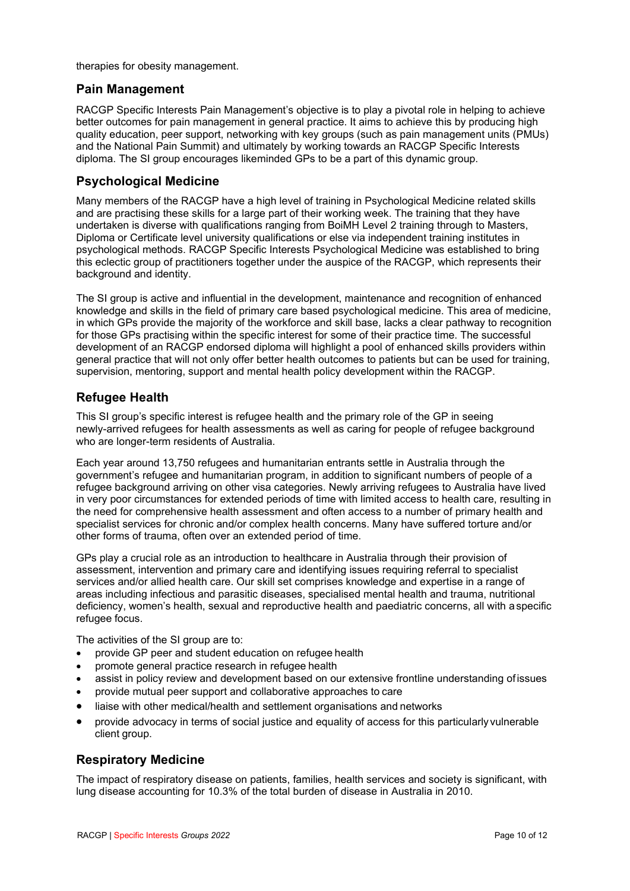therapies for obesity management.

## Pain Management

RACGP Specific Interests Pain Management's objective is to play a pivotal role in helping to achieve better outcomes for pain management in general practice. It aims to achieve this by producing high quality education, peer support, networking with key groups (such as pain management units (PMUs) and the National Pain Summit) and ultimately by working towards an RACGP Specific Interests diploma. The SI group encourages likeminded GPs to be a part of this dynamic group.

## Psychological Medicine

Many members of the RACGP have a high level of training in Psychological Medicine related skills and are practising these skills for a large part of their working week. The training that they have undertaken is diverse with qualifications ranging from BoiMH Level 2 training through to Masters, Diploma or Certificate level university qualifications or else via independent training institutes in psychological methods. RACGP Specific Interests Psychological Medicine was established to bring this eclectic group of practitioners together under the auspice of the RACGP, which represents their background and identity.

The SI group is active and influential in the development, maintenance and recognition of enhanced knowledge and skills in the field of primary care based psychological medicine. This area of medicine, in which GPs provide the majority of the workforce and skill base, lacks a clear pathway to recognition for those GPs practising within the specific interest for some of their practice time. The successful development of an RACGP endorsed diploma will highlight a pool of enhanced skills providers within general practice that will not only offer better health outcomes to patients but can be used for training, supervision, mentoring, support and mental health policy development within the RACGP.

## Refugee Health

This SI group's specific interest is refugee health and the primary role of the GP in seeing newly-arrived refugees for health assessments as well as caring for people of refugee background who are longer-term residents of Australia.

Each year around 13,750 refugees and humanitarian entrants settle in Australia through the government's refugee and humanitarian program, in addition to significant numbers of people of a refugee background arriving on other visa categories. Newly arriving refugees to Australia have lived in very poor circumstances for extended periods of time with limited access to health care, resulting in the need for comprehensive health assessment and often access to a number of primary health and specialist services for chronic and/or complex health concerns. Many have suffered torture and/or other forms of trauma, often over an extended period of time.

GPs play a crucial role as an introduction to healthcare in Australia through their provision of assessment, intervention and primary care and identifying issues requiring referral to specialist services and/or allied health care. Our skill set comprises knowledge and expertise in a range of areas including infectious and parasitic diseases, specialised mental health and trauma, nutritional deficiency, women's health, sexual and reproductive health and paediatric concerns, all with a specific refugee focus.

The activities of the SI group are to:

- provide GP peer and student education on refugee health
- promote general practice research in refugee health
- assist in policy review and development based on our extensive frontline understanding of issues
- provide mutual peer support and collaborative approaches to care
- liaise with other medical/health and settlement organisations and networks
- provide advocacy in terms of social justice and equality of access for this particularly vulnerable client group.

## Respiratory Medicine

The impact of respiratory disease on patients, families, health services and society is significant, with lung disease accounting for 10.3% of the total burden of disease in Australia in 2010.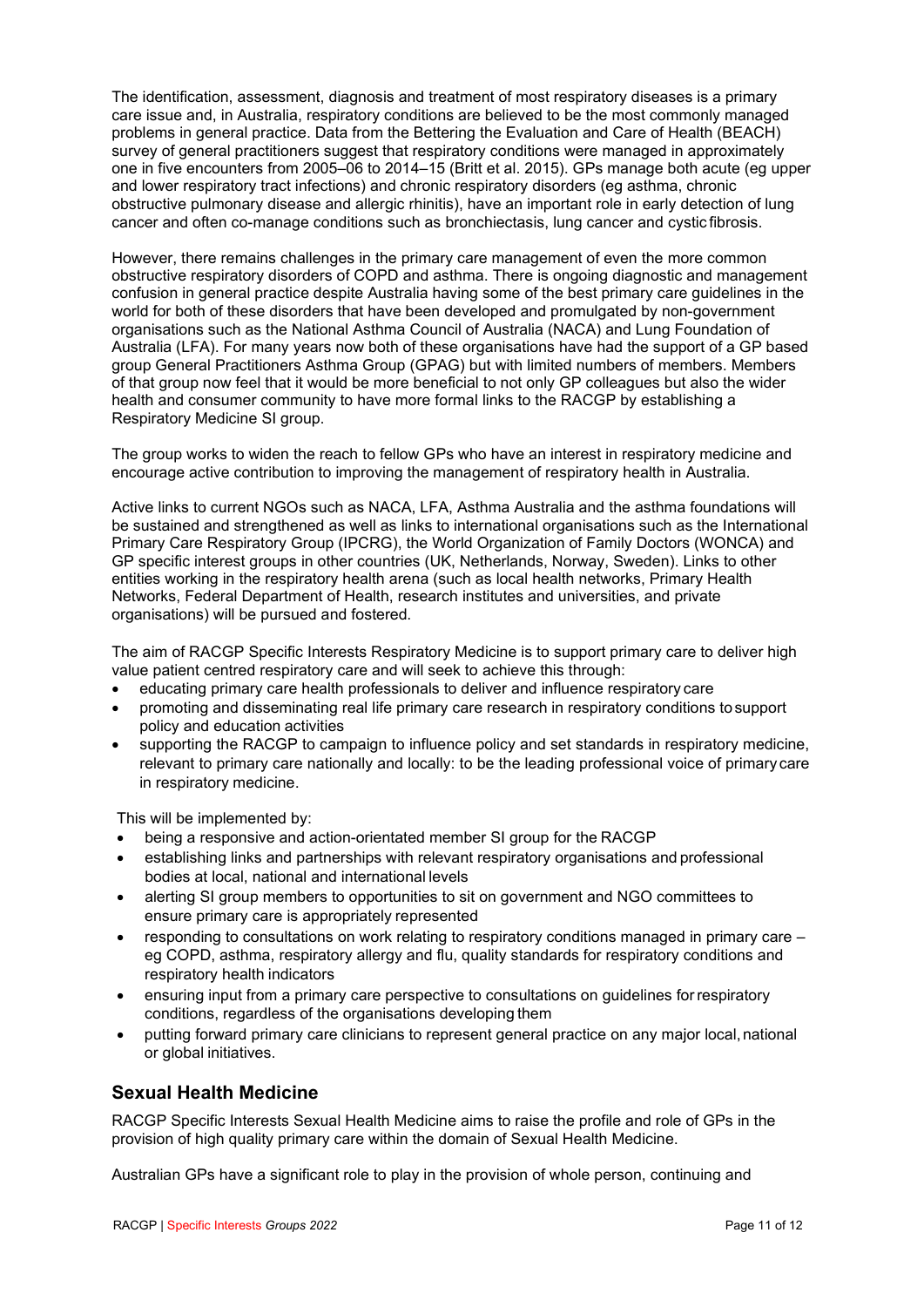The identification, assessment, diagnosis and treatment of most respiratory diseases is a primary care issue and, in Australia, respiratory conditions are believed to be the most commonly managed problems in general practice. Data from the Bettering the Evaluation and Care of Health (BEACH) survey of general practitioners suggest that respiratory conditions were managed in approximately one in five encounters from 2005–06 to 2014–15 (Britt et al. 2015). GPs manage both acute (eg upper and lower respiratory tract infections) and chronic respiratory disorders (eg asthma, chronic obstructive pulmonary disease and allergic rhinitis), have an important role in early detection of lung cancer and often co-manage conditions such as bronchiectasis, lung cancer and cystic fibrosis.

However, there remains challenges in the primary care management of even the more common obstructive respiratory disorders of COPD and asthma. There is ongoing diagnostic and management confusion in general practice despite Australia having some of the best primary care guidelines in the world for both of these disorders that have been developed and promulgated by non-government organisations such as the National Asthma Council of Australia (NACA) and Lung Foundation of Australia (LFA). For many years now both of these organisations have had the support of a GP based group General Practitioners Asthma Group (GPAG) but with limited numbers of members. Members of that group now feel that it would be more beneficial to not only GP colleagues but also the wider health and consumer community to have more formal links to the RACGP by establishing a Respiratory Medicine SI group.

The group works to widen the reach to fellow GPs who have an interest in respiratory medicine and encourage active contribution to improving the management of respiratory health in Australia.

Active links to current NGOs such as NACA, LFA, Asthma Australia and the asthma foundations will be sustained and strengthened as well as links to international organisations such as the International Primary Care Respiratory Group (IPCRG), the World Organization of Family Doctors (WONCA) and GP specific interest groups in other countries (UK, Netherlands, Norway, Sweden). Links to other entities working in the respiratory health arena (such as local health networks, Primary Health Networks, Federal Department of Health, research institutes and universities, and private organisations) will be pursued and fostered.

The aim of RACGP Specific Interests Respiratory Medicine is to support primary care to deliver high value patient centred respiratory care and will seek to achieve this through:

- educating primary care health professionals to deliver and influence respiratory care
- promoting and disseminating real life primary care research in respiratory conditions to support policy and education activities
- supporting the RACGP to campaign to influence policy and set standards in respiratory medicine, relevant to primary care nationally and locally: to be the leading professional voice of primary care in respiratory medicine.

This will be implemented by:

- being a responsive and action-orientated member SI group for the RACGP
- establishing links and partnerships with relevant respiratory organisations and professional bodies at local, national and international levels
- alerting SI group members to opportunities to sit on government and NGO committees to ensure primary care is appropriately represented
- responding to consultations on work relating to respiratory conditions managed in primary care – eg COPD, asthma, respiratory allergy and flu, quality standards for respiratory conditions and respiratory health indicators
- ensuring input from a primary care perspective to consultations on guidelines for respiratory conditions, regardless of the organisations developing them
- putting forward primary care clinicians to represent general practice on any major local, national or global initiatives.

## Sexual Health Medicine

RACGP Specific Interests Sexual Health Medicine aims to raise the profile and role of GPs in the provision of high quality primary care within the domain of Sexual Health Medicine.

Australian GPs have a significant role to play in the provision of whole person, continuing and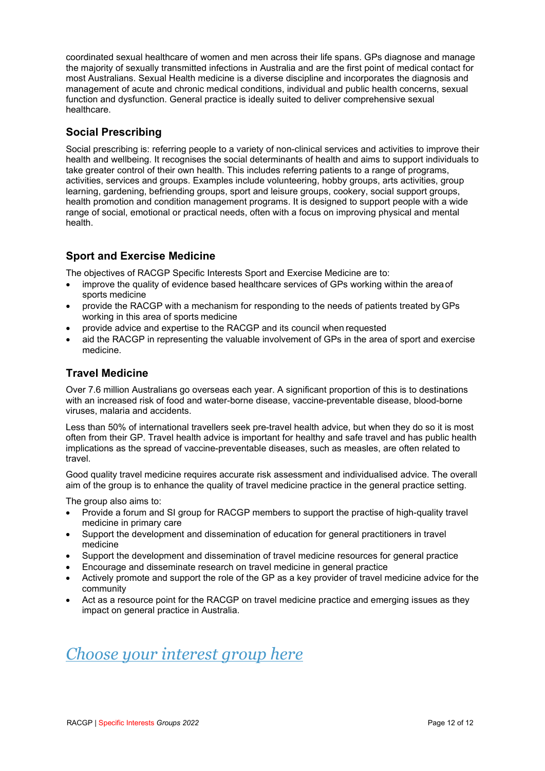coordinated sexual healthcare of women and men across their life spans. GPs diagnose and manage the majority of sexually transmitted infections in Australia and are the first point of medical contact for most Australians. Sexual Health medicine is a diverse discipline and incorporates the diagnosis and management of acute and chronic medical conditions, individual and public health concerns, sexual function and dysfunction. General practice is ideally suited to deliver comprehensive sexual healthcare.

## Social Prescribing

Social prescribing is: referring people to a variety of non-clinical services and activities to improve their health and wellbeing. It recognises the social determinants of health and aims to support individuals to take greater control of their own health. This includes referring patients to a range of programs, activities, services and groups. Examples include volunteering, hobby groups, arts activities, group learning, gardening, befriending groups, sport and leisure groups, cookery, social support groups, health promotion and condition management programs. It is designed to support people with a wide range of social, emotional or practical needs, often with a focus on improving physical and mental health.

## Sport and Exercise Medicine

The objectives of RACGP Specific Interests Sport and Exercise Medicine are to:

- improve the quality of evidence based healthcare services of GPs working within the area of sports medicine
- provide the RACGP with a mechanism for responding to the needs of patients treated by GPs working in this area of sports medicine
- provide advice and expertise to the RACGP and its council when requested
- aid the RACGP in representing the valuable involvement of GPs in the area of sport and exercise medicine.

## Travel Medicine

Over 7.6 million Australians go overseas each year. A significant proportion of this is to destinations with an increased risk of food and water-borne disease, vaccine-preventable disease, blood-borne viruses, malaria and accidents.

Less than 50% of international travellers seek pre-travel health advice, but when they do so it is most often from their GP. Travel health advice is important for healthy and safe travel and has public health implications as the spread of vaccine-preventable diseases, such as measles, are often related to travel.

Good quality travel medicine requires accurate risk assessment and individualised advice. The overall aim of the group is to enhance the quality of travel medicine practice in the general practice setting.

The group also aims to:

- Provide a forum and SI group for RACGP members to support the practise of high-quality travel medicine in primary care
- Support the development and dissemination of education for general practitioners in travel medicine
- Support the development and dissemination of travel medicine resources for general practice
- Encourage and disseminate research on travel medicine in general practice
- Actively promote and support the role of the GP as a key provider of travel medicine advice for the community
- Act as a resource point for the RACGP on travel medicine practice and emerging issues as they impact on general practice in Australia.

# *Choose your interest group here*